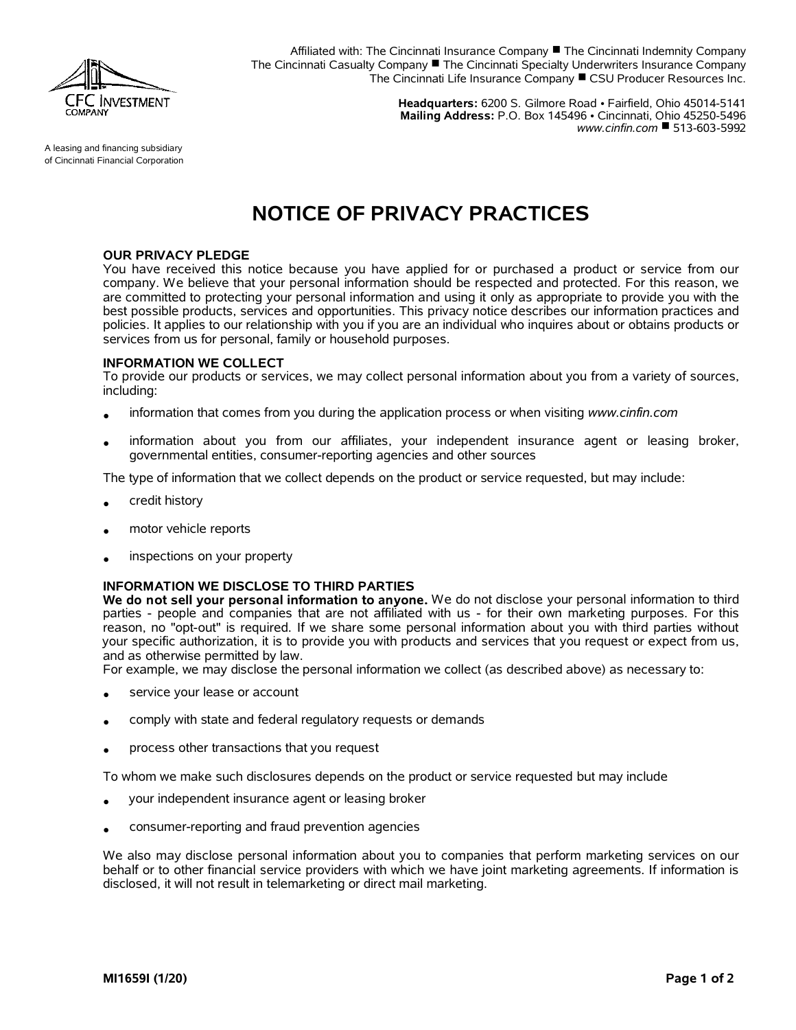CFC Investment Company

A leasing and financing subsidiary of Cincinnati Financial Corporation

Affiliated with: The Cincinnati Insurance Company ■ The Cincinnati Indemnity Company
The Cincinnati Casualty Company ■ The Cincinnati Specialty Underwriters Insurance Company
The Cincinnati Life Insurance Company ■ CSU Producer Resources Inc.

**Headquarters:** 6200 S. Gilmore Road • Fairfield, Ohio 45014-5141
**Mailing Address:** P.O. Box 145496 • Cincinnati, Ohio 45250-5496
*www.cinfin.com* ■ 513-603-5992

# NOTICE OF PRIVACY PRACTICES

## OUR PRIVACY PLEDGE

You have received this notice because you have applied for or purchased a product or service from our company. We believe that your personal information should be respected and protected. For this reason, we are committed to protecting your personal information and using it only as appropriate to provide you with the best possible products, services and opportunities. This privacy notice describes our information practices and policies. It applies to our relationship with you if you are an individual who inquires about or obtains products or services from us for personal, family or household purposes.

## INFORMATION WE COLLECT

To provide our products or services, we may collect personal information about you from a variety of sources, including:

- information that comes from you during the application process or when visiting *www.cinfin.com*
- information about you from our affiliates, your independent insurance agent or leasing broker, governmental entities, consumer-reporting agencies and other sources

The type of information that we collect depends on the product or service requested, but may include:

- credit history
- motor vehicle reports
- inspections on your property

## INFORMATION WE DISCLOSE TO THIRD PARTIES

**We do not sell your personal information to anyone.** We do not disclose your personal information to third parties - people and companies that are not affiliated with us - for their own marketing purposes. For this reason, no "opt-out" is required. If we share some personal information about you with third parties without your specific authorization, it is to provide you with products and services that you request or expect from us, and as otherwise permitted by law.

For example, we may disclose the personal information we collect (as described above) as necessary to:

- service your lease or account
- comply with state and federal regulatory requests or demands
- process other transactions that you request

To whom we make such disclosures depends on the product or service requested but may include

- your independent insurance agent or leasing broker
- consumer-reporting and fraud prevention agencies

We also may disclose personal information about you to companies that perform marketing services on our behalf or to other financial service providers with which we have joint marketing agreements. If information is disclosed, it will not result in telemarketing or direct mail marketing.

MI1659I (1/20)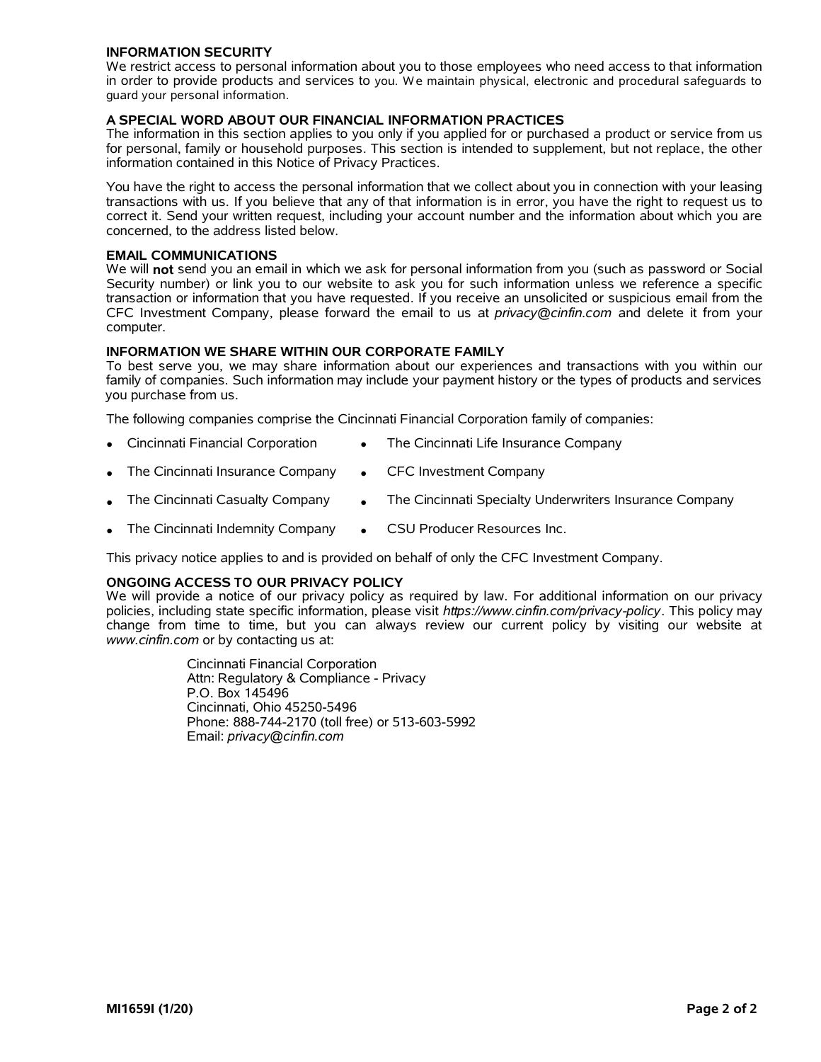## INFORMATION SECURITY

We restrict access to personal information about you to those employees who need access to that information in order to provide products and services to you. We maintain physical, electronic and procedural safeguards to guard your personal information.

## A SPECIAL WORD ABOUT OUR FINANCIAL INFORMATION PRACTICES

The information in this section applies to you only if you applied for or purchased a product or service from us for personal, family or household purposes. This section is intended to supplement, but not replace, the other information contained in this Notice of Privacy Practices.

You have the right to access the personal information that we collect about you in connection with your leasing transactions with us. If you believe that any of that information is in error, you have the right to request us to correct it. Send your written request, including your account number and the information about which you are concerned, to the address listed below.

## EMAIL COMMUNICATIONS

We will **not** send you an email in which we ask for personal information from you (such as password or Social Security number) or link you to our website to ask you for such information unless we reference a specific transaction or information that you have requested. If you receive an unsolicited or suspicious email from the CFC Investment Company, please forward the email to us at *privacy@cinfin.com* and delete it from your computer.

## INFORMATION WE SHARE WITHIN OUR CORPORATE FAMILY

To best serve you, we may share information about our experiences and transactions with you within our family of companies. Such information may include your payment history or the types of products and services you purchase from us.

The following companies comprise the Cincinnati Financial Corporation family of companies:

- Cincinnati Financial Corporation
- The Cincinnati Insurance Company
- The Cincinnati Casualty Company
- The Cincinnati Indemnity Company
- The Cincinnati Life Insurance Company
- CFC Investment Company
- The Cincinnati Specialty Underwriters Insurance Company
- CSU Producer Resources Inc.

This privacy notice applies to and is provided on behalf of only the CFC Investment Company.

## ONGOING ACCESS TO OUR PRIVACY POLICY

We will provide a notice of our privacy policy as required by law. For additional information on our privacy policies, including state specific information, please visit *https://www.cinfin.com/privacy-policy*. This policy may change from time to time, but you can always review our current policy by visiting our website at *www.cinfin.com* or by contacting us at:

Cincinnati Financial Corporation
Attn: Regulatory & Compliance - Privacy
P.O. Box 145496
Cincinnati, Ohio 45250-5496
Phone: 888-744-2170 (toll free) or 513-603-5992
Email: *privacy@cinfin.com*

**MI1659I (1/20)**